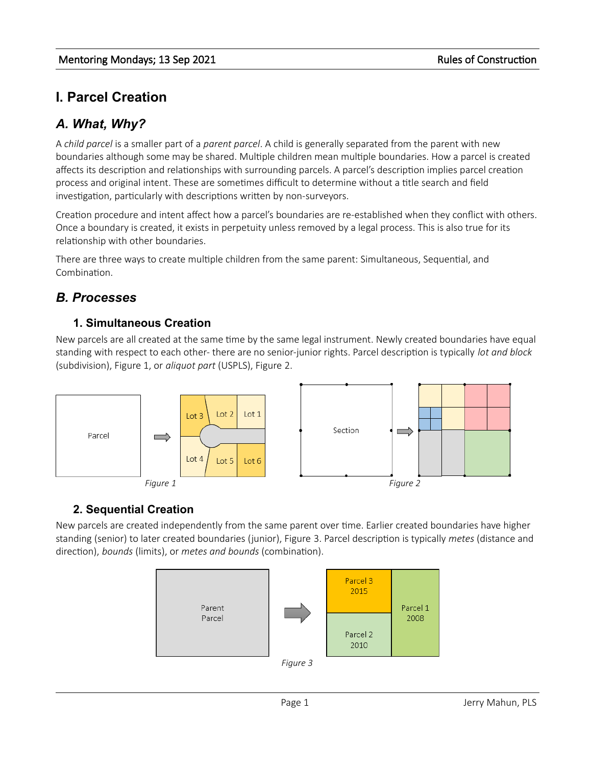# I. Parcel Creation

## A. What, Why?

A *child parcel* is a smaller part of a *parent parcel*. A child is generally separated from the parent with new boundaries although some may be shared. Multiple children mean multiple boundaries. How a parcel is created affects its description and relationships with surrounding parcels. A parcel's description implies parcel creation process and original intent. These are sometimes difficult to determine without a title search and field investigation, particularly with descriptions written by non-surveyors.

Creation procedure and intent affect how a parcel's boundaries are re-established when they conflict with others. Once a boundary is created, it exists in perpetuity unless removed by a legal process. This is also true for its relationship with other boundaries.

There are three ways to create multiple children from the same parent: Simultaneous, Sequential, and Combination.

## B. Processes

### 1. Simultaneous Creation

New parcels are all created at the same time by the same legal instrument. Newly created boundaries have equal standing with respect to each other- there are no senior-junior rights. Parcel description is typically *lot and block* (subdivision), Figure 1, or *aliquot part* (USPLS), Figure 2.

*Figure 1*

*Figure 2*

### 2. Sequential Creation

New parcels are created independently from the same parent over time. Earlier created boundaries have higher standing (senior) to later created boundaries (junior), Figure 3. Parcel description is typically *metes* (distance and direction), *bounds* (limits), or *metes and bounds* (combination).

*Figure 3*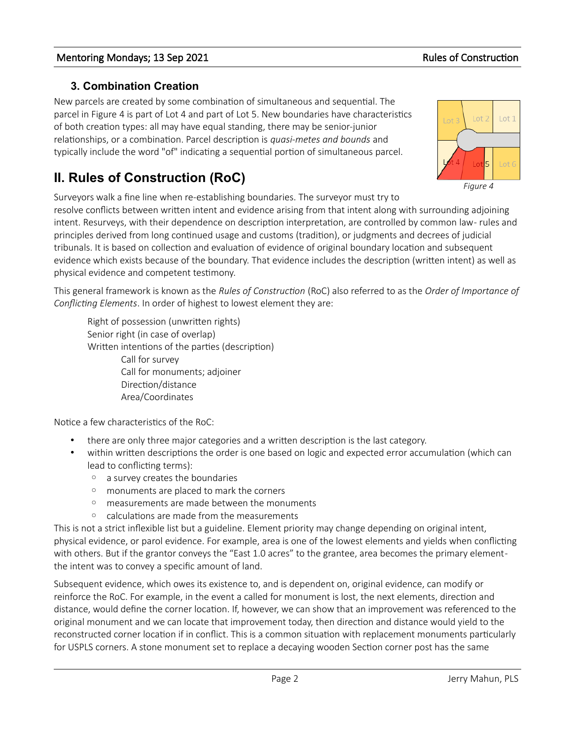### 3. Combination Creation

New parcels are created by some combination of simultaneous and sequential. The parcel in Figure 4 is part of Lot 4 and part of Lot 5. New boundaries have characteristics of both creation types: all may have equal standing, there may be senior-junior relationships, or a combination. Parcel description is *quasi-metes and bounds* and typically include the word "of" indicating a sequential portion of simultaneous parcel.

*Figure 4*

## II. Rules of Construction (RoC)

Surveyors walk a fine line when re-establishing boundaries. The surveyor must try to resolve conflicts between written intent and evidence arising from that intent along with surrounding adjoining intent. Resurveys, with their dependence on description interpretation, are controlled by common law- rules and principles derived from long continued usage and customs (tradition), or judgments and decrees of judicial tribunals. It is based on collection and evaluation of evidence of original boundary location and subsequent evidence which exists because of the boundary. That evidence includes the description (written intent) as well as physical evidence and competent testimony.

This general framework is known as the *Rules of Construction* (RoC) also referred to as the *Order of Importance of Conflicting Elements*. In order of highest to lowest element they are:

- Right of possession (unwritten rights)
- Senior right (in case of overlap)
- Written intentions of the parties (description)
  - Call for survey
  - Call for monuments; adjoiner
  - Direction/distance
  - Area/Coordinates

Notice a few characteristics of the RoC:

- there are only three major categories and a written description is the last category.
- within written descriptions the order is one based on logic and expected error accumulation (which can lead to conflicting terms):
  - a survey creates the boundaries
  - monuments are placed to mark the corners
  - measurements are made between the monuments
  - calculations are made from the measurements

This is not a strict inflexible list but a guideline. Element priority may change depending on original intent, physical evidence, or parol evidence. For example, area is one of the lowest elements and yields when conflicting with others. But if the grantor conveys the "East 1.0 acres" to the grantee, area becomes the primary element- the intent was to convey a specific amount of land.

Subsequent evidence, which owes its existence to, and is dependent on, original evidence, can modify or reinforce the RoC. For example, in the event a called for monument is lost, the next elements, direction and distance, would define the corner location. If, however, we can show that an improvement was referenced to the original monument and we can locate that improvement today, then direction and distance would yield to the reconstructed corner location if in conflict. This is a common situation with replacement monuments particularly for USPLS corners. A stone monument set to replace a decaying wooden Section corner post has the same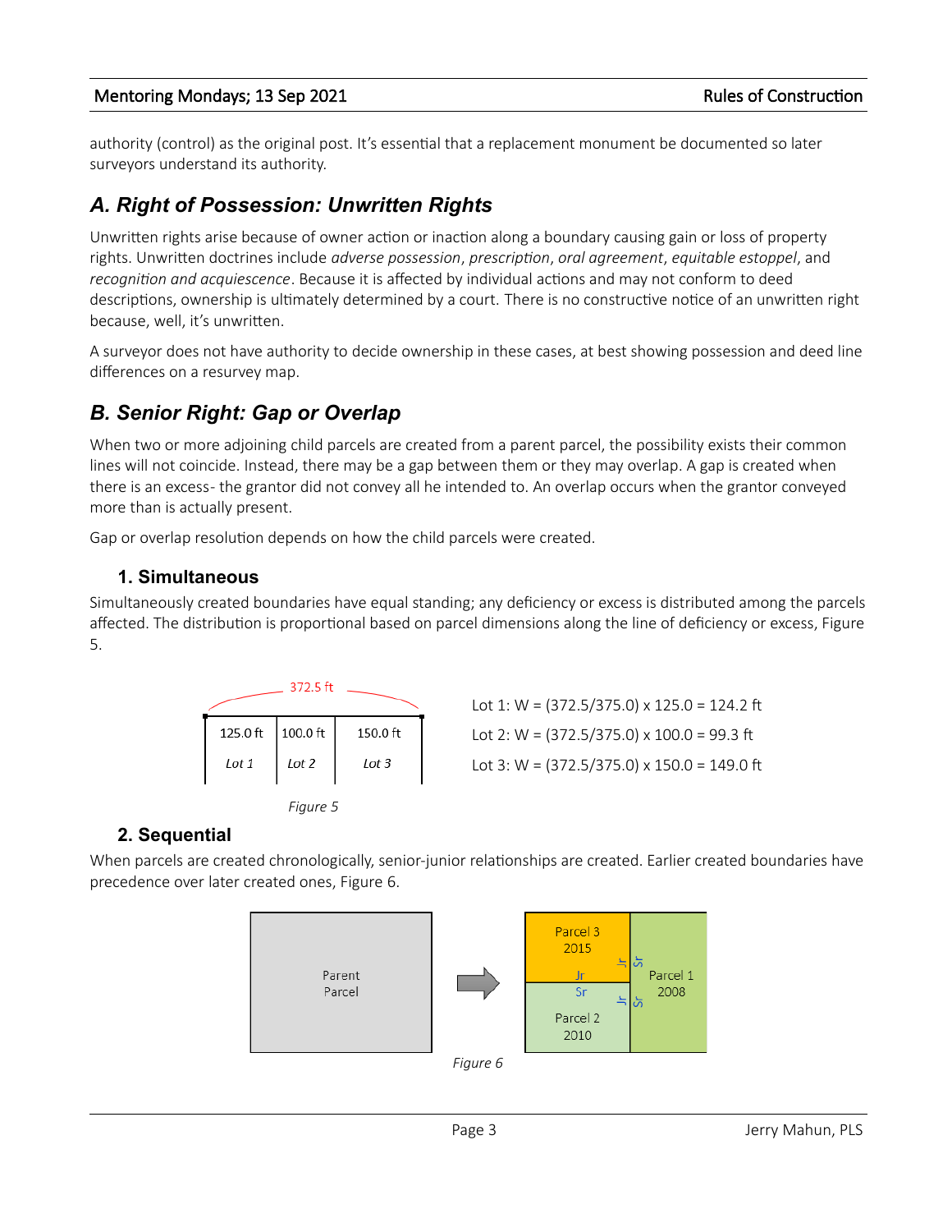authority (control) as the original post. It's essential that a replacement monument be documented so later surveyors understand its authority.

## *A. Right of Possession: Unwritten Rights*

Unwritten rights arise because of owner action or inaction along a boundary causing gain or loss of property rights. Unwritten doctrines include *adverse possession*, *prescription*, *oral agreement*, *equitable estoppel*, and *recognition and acquiescence*. Because it is affected by individual actions and may not conform to deed descriptions, ownership is ultimately determined by a court. There is no constructive notice of an unwritten right because, well, it's unwritten.

A surveyor does not have authority to decide ownership in these cases, at best showing possession and deed line differences on a resurvey map.

## *B. Senior Right: Gap or Overlap*

When two or more adjoining child parcels are created from a parent parcel, the possibility exists their common lines will not coincide. Instead, there may be a gap between them or they may overlap. A gap is created when there is an excess- the grantor did not convey all he intended to. An overlap occurs when the grantor conveyed more than is actually present.

Gap or overlap resolution depends on how the child parcels were created.

### 1. Simultaneous

Simultaneously created boundaries have equal standing; any deficiency or excess is distributed among the parcels affected. The distribution is proportional based on parcel dimensions along the line of deficiency or excess, Figure 5.

372.5 ft

| 125.0 ft | 100.0 ft | 150.0 ft |
|---|---|---|
| *Lot 1* | *Lot 2* | *Lot 3* |

*Figure 5*

Lot 1: W = (372.5/375.0) x 125.0 = 124.2 ft

Lot 2: W = (372.5/375.0) x 100.0 = 99.3 ft

Lot 3: W = (372.5/375.0) x 150.0 = 149.0 ft

### 2. Sequential

When parcels are created chronologically, senior-junior relationships are created. Earlier created boundaries have precedence over later created ones, Figure 6.

Parent Parcel → Parcel 3 2015; Parcel 2 2010; Parcel 1 2008 (Jr / Sr labels along common lines)

*Figure 6*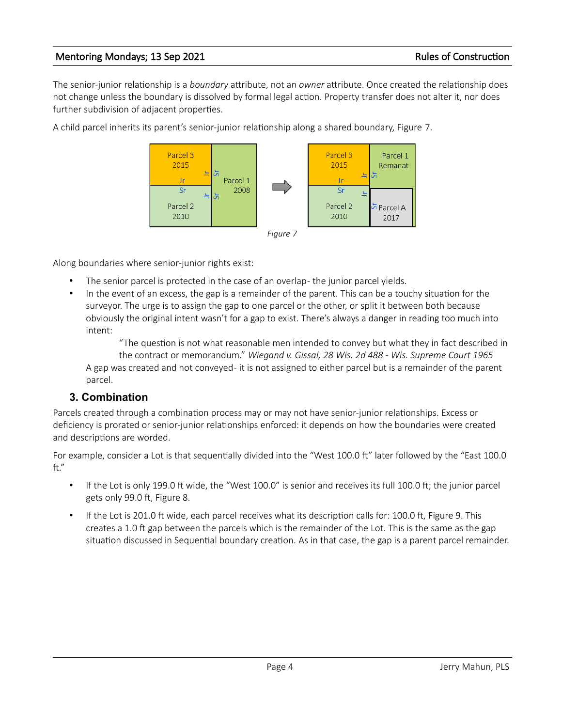The senior-junior relationship is a *boundary* attribute, not an *owner* attribute. Once created the relationship does not change unless the boundary is dissolved by formal legal action. Property transfer does not alter it, nor does further subdivision of adjacent properties.

A child parcel inherits its parent's senior-junior relationship along a shared boundary, Figure 7.

*Figure 7*

Along boundaries where senior-junior rights exist:

- The senior parcel is protected in the case of an overlap- the junior parcel yields.
- In the event of an excess, the gap is a remainder of the parent. This can be a touchy situation for the surveyor. The urge is to assign the gap to one parcel or the other, or split it between both because obviously the original intent wasn't for a gap to exist. There's always a danger in reading too much into intent:

  > "The question is not what reasonable men intended to convey but what they in fact described in the contract or memorandum." *Wiegand v. Gissal, 28 Wis. 2d 488 - Wis. Supreme Court 1965*

  A gap was created and not conveyed- it is not assigned to either parcel but is a remainder of the parent parcel.

## 3. Combination

Parcels created through a combination process may or may not have senior-junior relationships. Excess or deficiency is prorated or senior-junior relationships enforced: it depends on how the boundaries were created and descriptions are worded.

For example, consider a Lot is that sequentially divided into the "West 100.0 ft" later followed by the "East 100.0 ft."

- If the Lot is only 199.0 ft wide, the "West 100.0" is senior and receives its full 100.0 ft; the junior parcel gets only 99.0 ft, Figure 8.
- If the Lot is 201.0 ft wide, each parcel receives what its description calls for: 100.0 ft, Figure 9. This creates a 1.0 ft gap between the parcels which is the remainder of the Lot. This is the same as the gap situation discussed in Sequential boundary creation. As in that case, the gap is a parent parcel remainder.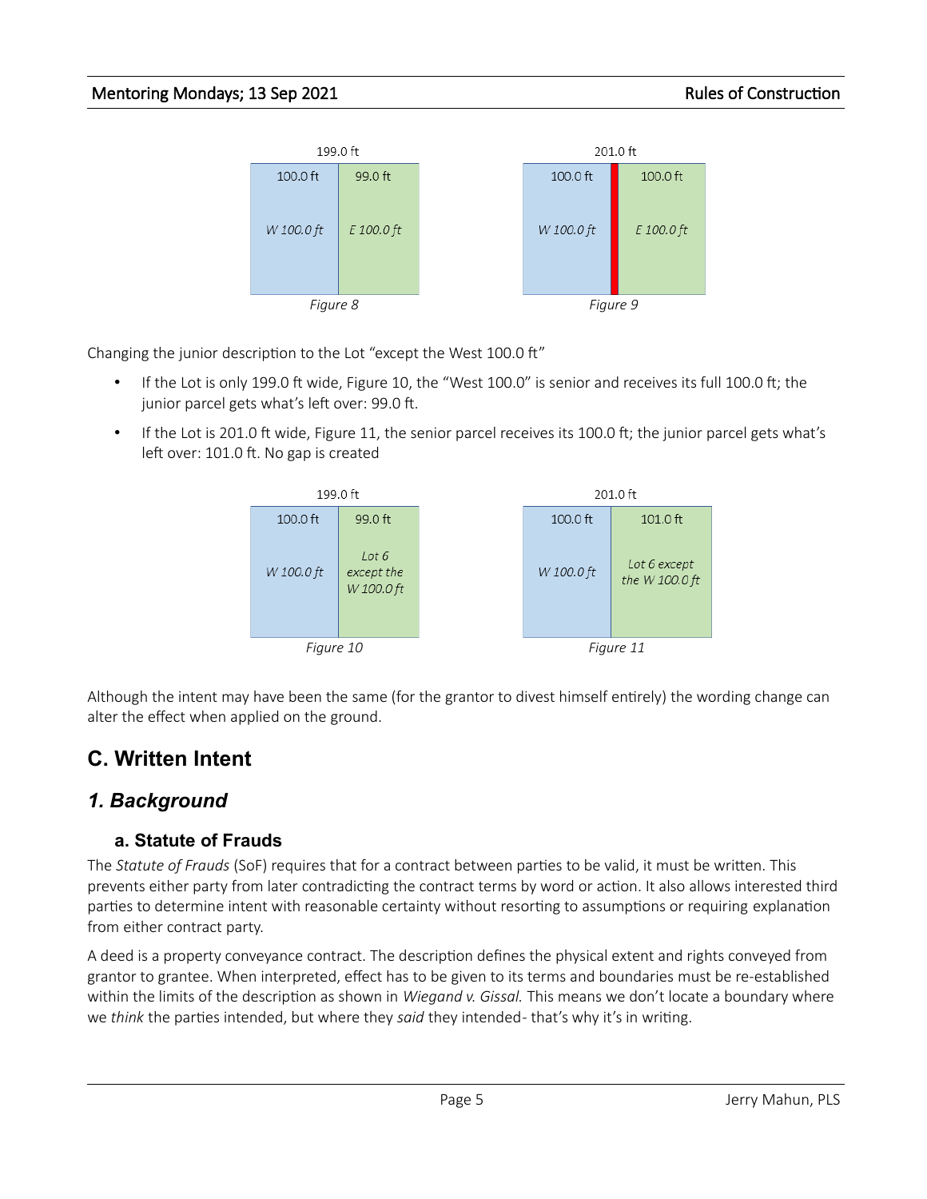199.0 ft

| 100.0 ft | 99.0 ft |
|---|---|
| *W 100.0 ft* | *E 100.0 ft* |

*Figure 8*

201.0 ft

| 100.0 ft | 100.0 ft |
|---|---|
| *W 100.0 ft* | *E 100.0 ft* |

*Figure 9*

Changing the junior description to the Lot "except the West 100.0 ft"

- If the Lot is only 199.0 ft wide, Figure 10, the "West 100.0" is senior and receives its full 100.0 ft; the junior parcel gets what's left over: 99.0 ft.
- If the Lot is 201.0 ft wide, Figure 11, the senior parcel receives its 100.0 ft; the junior parcel gets what's left over: 101.0 ft. No gap is created

199.0 ft

| 100.0 ft | 99.0 ft |
|---|---|
| *W 100.0 ft* | *Lot 6 except the W 100.0 ft* |

*Figure 10*

201.0 ft

| 100.0 ft | 101.0 ft |
|---|---|
| *W 100.0 ft* | *Lot 6 except the W 100.0 ft* |

*Figure 11*

Although the intent may have been the same (for the grantor to divest himself entirely) the wording change can alter the effect when applied on the ground.

# C. Written Intent

## *1. Background*

### a. Statute of Frauds

The *Statute of Frauds* (SoF) requires that for a contract between parties to be valid, it must be written. This prevents either party from later contradicting the contract terms by word or action. It also allows interested third parties to determine intent with reasonable certainty without resorting to assumptions or requiring explanation from either contract party.

A deed is a property conveyance contract. The description defines the physical extent and rights conveyed from grantor to grantee. When interpreted, effect has to be given to its terms and boundaries must be re-established within the limits of the description as shown in *Wiegand v. Gissal.* This means we don't locate a boundary where we *think* the parties intended, but where they *said* they intended- that's why it's in writing.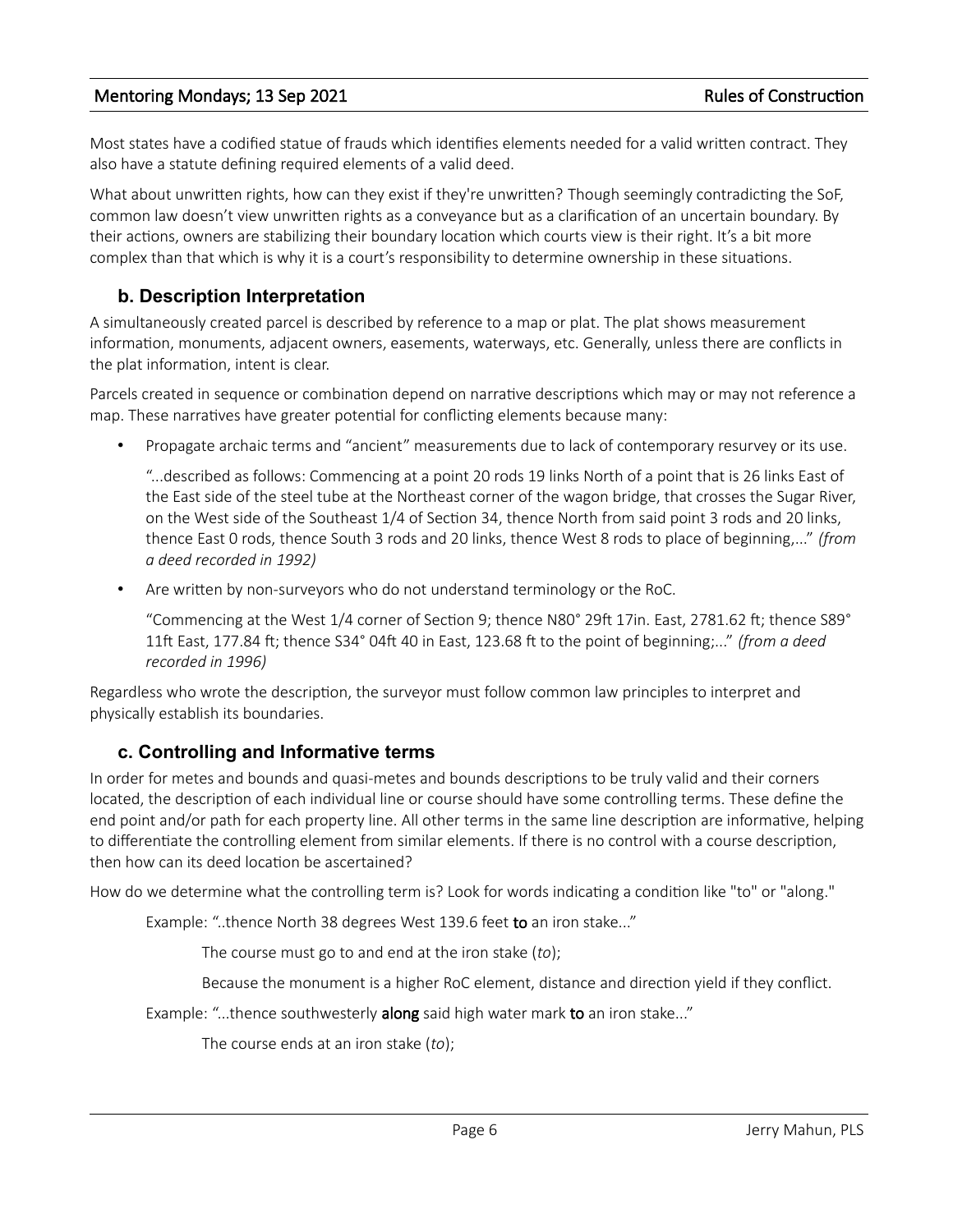Most states have a codified statue of frauds which identifies elements needed for a valid written contract. They also have a statute defining required elements of a valid deed.

What about unwritten rights, how can they exist if they're unwritten? Though seemingly contradicting the SoF, common law doesn't view unwritten rights as a conveyance but as a clarification of an uncertain boundary. By their actions, owners are stabilizing their boundary location which courts view is their right. It's a bit more complex than that which is why it is a court's responsibility to determine ownership in these situations.

### b. Description Interpretation

A simultaneously created parcel is described by reference to a map or plat. The plat shows measurement information, monuments, adjacent owners, easements, waterways, etc. Generally, unless there are conflicts in the plat information, intent is clear.

Parcels created in sequence or combination depend on narrative descriptions which may or may not reference a map. These narratives have greater potential for conflicting elements because many:

- Propagate archaic terms and "ancient" measurements due to lack of contemporary resurvey or its use.

  "...described as follows: Commencing at a point 20 rods 19 links North of a point that is 26 links East of the East side of the steel tube at the Northeast corner of the wagon bridge, that crosses the Sugar River, on the West side of the Southeast 1/4 of Section 34, thence North from said point 3 rods and 20 links, thence East 0 rods, thence South 3 rods and 20 links, thence West 8 rods to place of beginning,..." *(from a deed recorded in 1992)*

- Are written by non-surveyors who do not understand terminology or the RoC.

  "Commencing at the West 1/4 corner of Section 9; thence N80° 29ft 17in. East, 2781.62 ft; thence S89° 11ft East, 177.84 ft; thence S34° 04ft 40 in East, 123.68 ft to the point of beginning;..." *(from a deed recorded in 1996)*

Regardless who wrote the description, the surveyor must follow common law principles to interpret and physically establish its boundaries.

### c. Controlling and Informative terms

In order for metes and bounds and quasi-metes and bounds descriptions to be truly valid and their corners located, the description of each individual line or course should have some controlling terms. These define the end point and/or path for each property line. All other terms in the same line description are informative, helping to differentiate the controlling element from similar elements. If there is no control with a course description, then how can its deed location be ascertained?

How do we determine what the controlling term is? Look for words indicating a condition like "to" or "along."

Example: "..thence North 38 degrees West 139.6 feet **to** an iron stake..."

The course must go to and end at the iron stake (*to*);

Because the monument is a higher RoC element, distance and direction yield if they conflict.

Example: "...thence southwesterly **along** said high water mark **to** an iron stake..."

The course ends at an iron stake (*to*);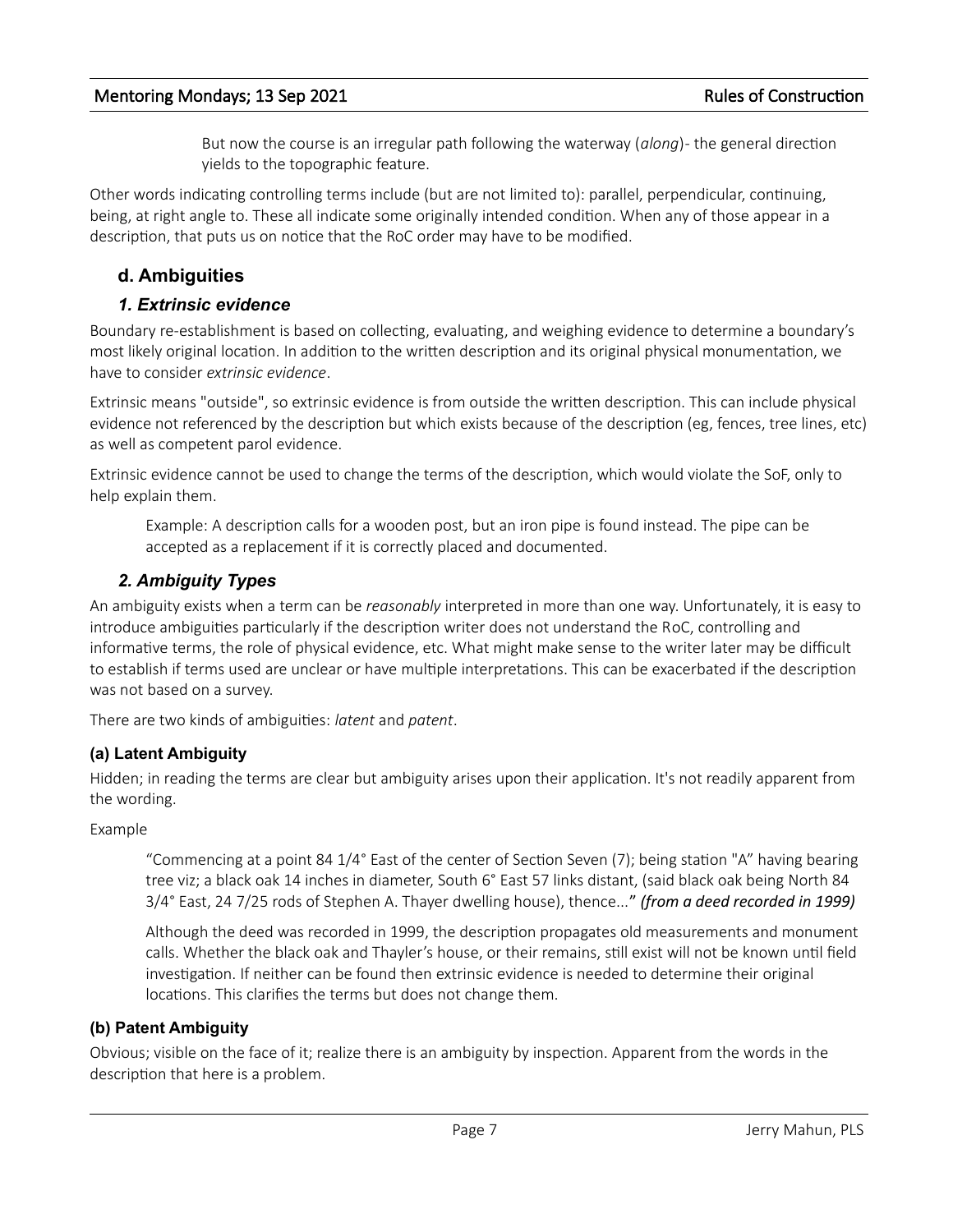But now the course is an irregular path following the waterway (*along*)- the general direction yields to the topographic feature.

Other words indicating controlling terms include (but are not limited to): parallel, perpendicular, continuing, being, at right angle to. These all indicate some originally intended condition. When any of those appear in a description, that puts us on notice that the RoC order may have to be modified.

## d. Ambiguities

### *1. Extrinsic evidence*

Boundary re-establishment is based on collecting, evaluating, and weighing evidence to determine a boundary's most likely original location. In addition to the written description and its original physical monumentation, we have to consider *extrinsic evidence*.

Extrinsic means "outside", so extrinsic evidence is from outside the written description. This can include physical evidence not referenced by the description but which exists because of the description (eg, fences, tree lines, etc) as well as competent parol evidence.

Extrinsic evidence cannot be used to change the terms of the description, which would violate the SoF, only to help explain them.

> Example: A description calls for a wooden post, but an iron pipe is found instead. The pipe can be accepted as a replacement if it is correctly placed and documented.

### *2. Ambiguity Types*

An ambiguity exists when a term can be *reasonably* interpreted in more than one way. Unfortunately, it is easy to introduce ambiguities particularly if the description writer does not understand the RoC, controlling and informative terms, the role of physical evidence, etc. What might make sense to the writer later may be difficult to establish if terms used are unclear or have multiple interpretations. This can be exacerbated if the description was not based on a survey.

There are two kinds of ambiguities: *latent* and *patent*.

#### (a) Latent Ambiguity

Hidden; in reading the terms are clear but ambiguity arises upon their application. It's not readily apparent from the wording.

Example

> "Commencing at a point 84 1/4° East of the center of Section Seven (7); being station "A" having bearing tree viz; a black oak 14 inches in diameter, South 6° East 57 links distant, (said black oak being North 84 3/4° East, 24 7/25 rods of Stephen A. Thayer dwelling house), thence..." ***(from a deed recorded in 1999)***
>
> Although the deed was recorded in 1999, the description propagates old measurements and monument calls. Whether the black oak and Thayler's house, or their remains, still exist will not be known until field investigation. If neither can be found then extrinsic evidence is needed to determine their original locations. This clarifies the terms but does not change them.

#### (b) Patent Ambiguity

Obvious; visible on the face of it; realize there is an ambiguity by inspection. Apparent from the words in the description that here is a problem.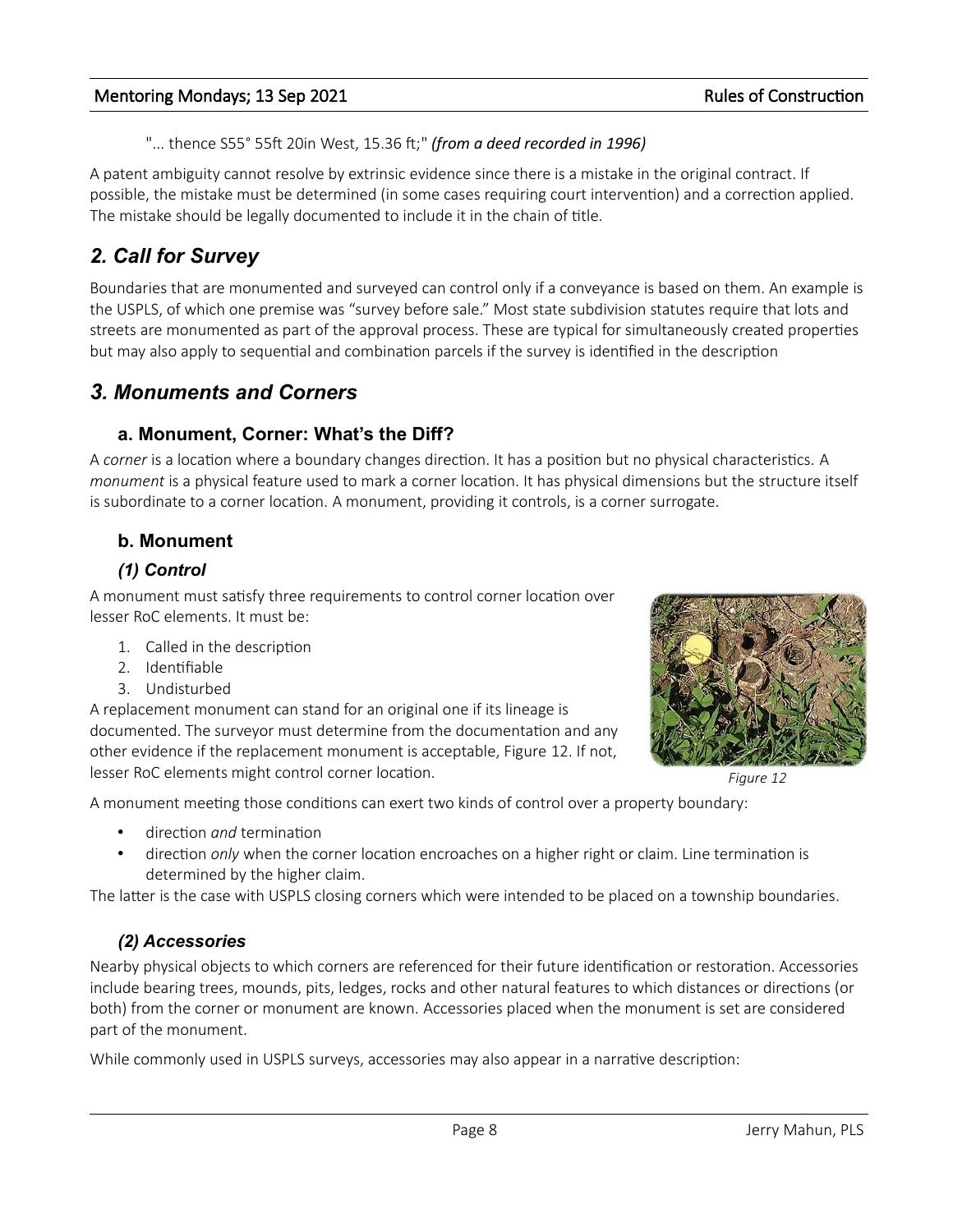"... thence S55° 55ft 20in West, 15.36 ft;" ***(from a deed recorded in 1996)***

A patent ambiguity cannot resolve by extrinsic evidence since there is a mistake in the original contract. If possible, the mistake must be determined (in some cases requiring court intervention) and a correction applied. The mistake should be legally documented to include it in the chain of title.

## *2. Call for Survey*

Boundaries that are monumented and surveyed can control only if a conveyance is based on them. An example is the USPLS, of which one premise was "survey before sale." Most state subdivision statutes require that lots and streets are monumented as part of the approval process. These are typical for simultaneously created properties but may also apply to sequential and combination parcels if the survey is identified in the description

## *3. Monuments and Corners*

### a. Monument, Corner: What's the Diff?

A *corner* is a location where a boundary changes direction. It has a position but no physical characteristics. A *monument* is a physical feature used to mark a corner location. It has physical dimensions but the structure itself is subordinate to a corner location. A monument, providing it controls, is a corner surrogate.

### b. Monument

#### *(1) Control*

A monument must satisfy three requirements to control corner location over lesser RoC elements. It must be:

1. Called in the description
2. Identifiable
3. Undisturbed

A replacement monument can stand for an original one if its lineage is documented. The surveyor must determine from the documentation and any other evidence if the replacement monument is acceptable, Figure 12. If not, lesser RoC elements might control corner location.

*Figure 12*

A monument meeting those conditions can exert two kinds of control over a property boundary:

- direction *and* termination
- direction *only* when the corner location encroaches on a higher right or claim. Line termination is determined by the higher claim.

The latter is the case with USPLS closing corners which were intended to be placed on a township boundaries.

#### *(2) Accessories*

Nearby physical objects to which corners are referenced for their future identification or restoration. Accessories include bearing trees, mounds, pits, ledges, rocks and other natural features to which distances or directions (or both) from the corner or monument are known. Accessories placed when the monument is set are considered part of the monument.

While commonly used in USPLS surveys, accessories may also appear in a narrative description: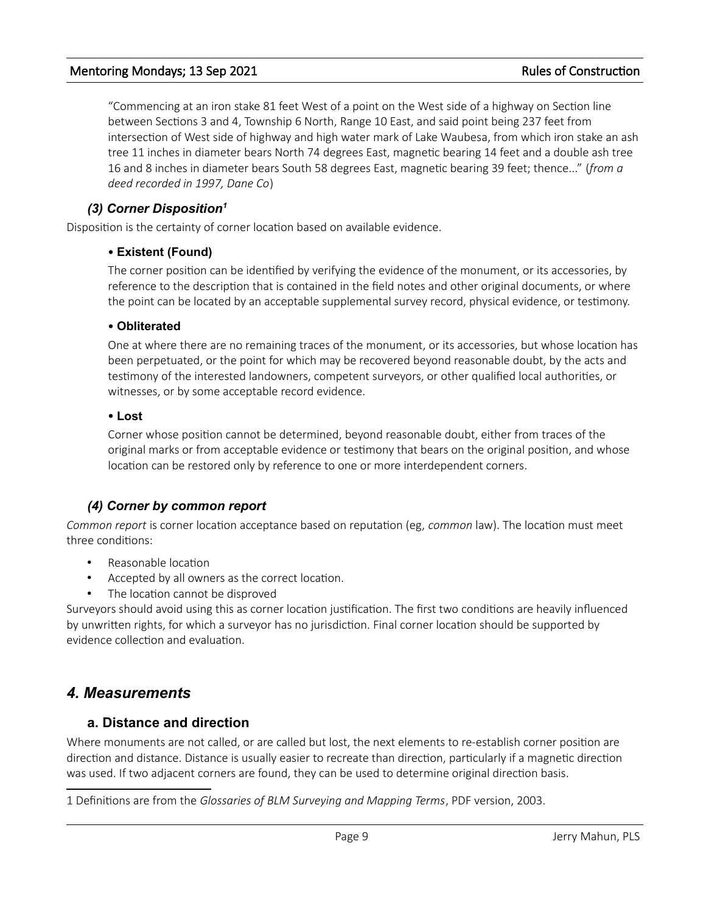"Commencing at an iron stake 81 feet West of a point on the West side of a highway on Section line between Sections 3 and 4, Township 6 North, Range 10 East, and said point being 237 feet from intersection of West side of highway and high water mark of Lake Waubesa, from which iron stake an ash tree 11 inches in diameter bears North 74 degrees East, magnetic bearing 14 feet and a double ash tree 16 and 8 inches in diameter bears South 58 degrees East, magnetic bearing 39 feet; thence..." (*from a deed recorded in 1997, Dane Co*)

### *(3) Corner Disposition*[1]

Disposition is the certainty of corner location based on available evidence.

#### • Existent (Found)

The corner position can be identified by verifying the evidence of the monument, or its accessories, by reference to the description that is contained in the field notes and other original documents, or where the point can be located by an acceptable supplemental survey record, physical evidence, or testimony.

#### • Obliterated

One at where there are no remaining traces of the monument, or its accessories, but whose location has been perpetuated, or the point for which may be recovered beyond reasonable doubt, by the acts and testimony of the interested landowners, competent surveyors, or other qualified local authorities, or witnesses, or by some acceptable record evidence.

#### • Lost

Corner whose position cannot be determined, beyond reasonable doubt, either from traces of the original marks or from acceptable evidence or testimony that bears on the original position, and whose location can be restored only by reference to one or more interdependent corners.

### *(4) Corner by common report*

*Common report* is corner location acceptance based on reputation (eg, *common* law). The location must meet three conditions:

- Reasonable location
- Accepted by all owners as the correct location.
- The location cannot be disproved

Surveyors should avoid using this as corner location justification. The first two conditions are heavily influenced by unwritten rights, for which a surveyor has no jurisdiction. Final corner location should be supported by evidence collection and evaluation.

## *4. Measurements*

### a. Distance and direction

Where monuments are not called, or are called but lost, the next elements to re-establish corner position are direction and distance. Distance is usually easier to recreate than direction, particularly if a magnetic direction was used. If two adjacent corners are found, they can be used to determine original direction basis.

---

1 Definitions are from the *Glossaries of BLM Surveying and Mapping Terms*, PDF version, 2003.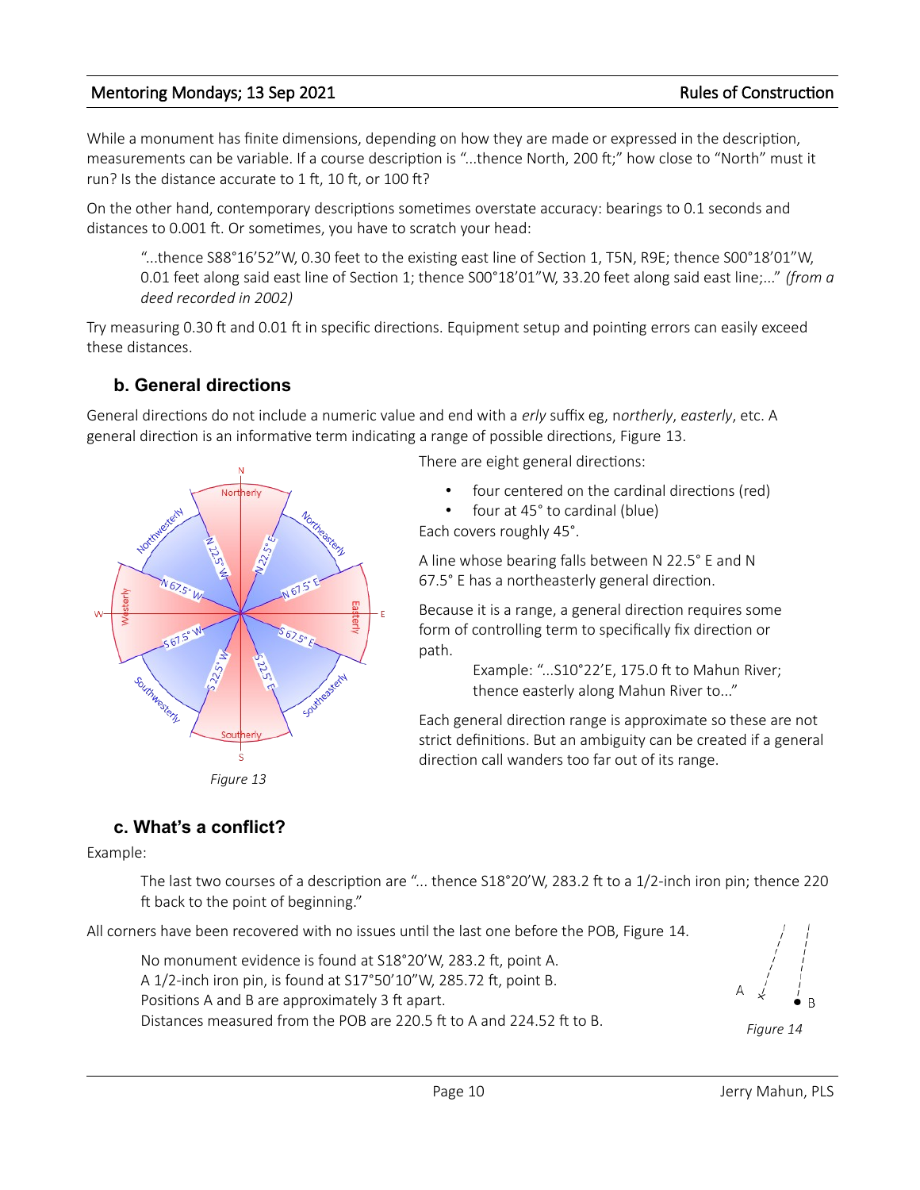While a monument has finite dimensions, depending on how they are made or expressed in the description, measurements can be variable. If a course description is "...thence North, 200 ft;" how close to "North" must it run? Is the distance accurate to 1 ft, 10 ft, or 100 ft?

On the other hand, contemporary descriptions sometimes overstate accuracy: bearings to 0.1 seconds and distances to 0.001 ft. Or sometimes, you have to scratch your head:

> "...thence S88°16'52"W, 0.30 feet to the existing east line of Section 1, T5N, R9E; thence S00°18'01"W, 0.01 feet along said east line of Section 1; thence S00°18'01"W, 33.20 feet along said east line;..." *(from a deed recorded in 2002)*

Try measuring 0.30 ft and 0.01 ft in specific directions. Equipment setup and pointing errors can easily exceed these distances.

### b. General directions

General directions do not include a numeric value and end with a *erly* suffix eg, n*ortherly*, *easterly*, etc. A general direction is an informative term indicating a range of possible directions, Figure 13.

*Figure 13*

There are eight general directions:

- four centered on the cardinal directions (red)
- four at 45° to cardinal (blue)

Each covers roughly 45°.

A line whose bearing falls between N 22.5° E and N 67.5° E has a northeasterly general direction.

Because it is a range, a general direction requires some form of controlling term to specifically fix direction or path.

> Example: "...S10°22'E, 175.0 ft to Mahun River; thence easterly along Mahun River to..."

Each general direction range is approximate so these are not strict definitions. But an ambiguity can be created if a general direction call wanders too far out of its range.

### c. What's a conflict?

Example:

> The last two courses of a description are "... thence S18°20'W, 283.2 ft to a 1/2-inch iron pin; thence 220 ft back to the point of beginning."

All corners have been recovered with no issues until the last one before the POB, Figure 14.

> No monument evidence is found at S18°20'W, 283.2 ft, point A.
> A 1/2-inch iron pin, is found at S17°50'10"W, 285.72 ft, point B.
> Positions A and B are approximately 3 ft apart.
> Distances measured from the POB are 220.5 ft to A and 224.52 ft to B.

*Figure 14*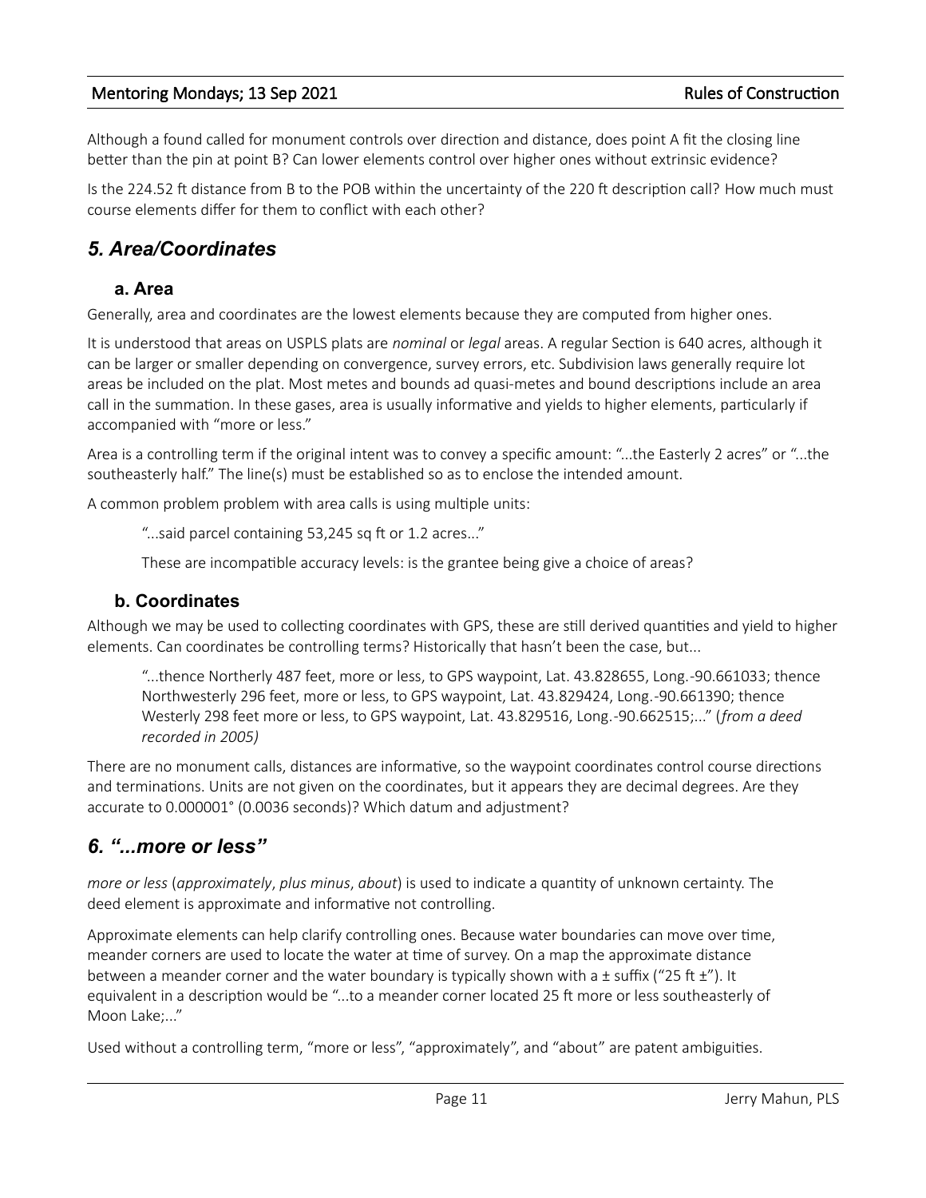Although a found called for monument controls over direction and distance, does point A fit the closing line better than the pin at point B? Can lower elements control over higher ones without extrinsic evidence?

Is the 224.52 ft distance from B to the POB within the uncertainty of the 220 ft description call? How much must course elements differ for them to conflict with each other?

## *5. Area/Coordinates*

### a. Area

Generally, area and coordinates are the lowest elements because they are computed from higher ones.

It is understood that areas on USPLS plats are *nominal* or *legal* areas. A regular Section is 640 acres, although it can be larger or smaller depending on convergence, survey errors, etc. Subdivision laws generally require lot areas be included on the plat. Most metes and bounds ad quasi-metes and bound descriptions include an area call in the summation. In these gases, area is usually informative and yields to higher elements, particularly if accompanied with "more or less."

Area is a controlling term if the original intent was to convey a specific amount: "...the Easterly 2 acres" or "...the southeasterly half." The line(s) must be established so as to enclose the intended amount.

A common problem problem with area calls is using multiple units:

> "...said parcel containing 53,245 sq ft or 1.2 acres..."
>
> These are incompatible accuracy levels: is the grantee being give a choice of areas?

### b. Coordinates

Although we may be used to collecting coordinates with GPS, these are still derived quantities and yield to higher elements. Can coordinates be controlling terms? Historically that hasn't been the case, but...

> "...thence Northerly 487 feet, more or less, to GPS waypoint, Lat. 43.828655, Long.-90.661033; thence Northwesterly 296 feet, more or less, to GPS waypoint, Lat. 43.829424, Long.-90.661390; thence Westerly 298 feet more or less, to GPS waypoint, Lat. 43.829516, Long.-90.662515;..." (*from a deed recorded in 2005)*

There are no monument calls, distances are informative, so the waypoint coordinates control course directions and terminations. Units are not given on the coordinates, but it appears they are decimal degrees. Are they accurate to 0.000001° (0.0036 seconds)? Which datum and adjustment?

## *6. "...more or less"*

*more or less* (*approximately*, *plus minus*, *about*) is used to indicate a quantity of unknown certainty. The deed element is approximate and informative not controlling.

Approximate elements can help clarify controlling ones. Because water boundaries can move over time, meander corners are used to locate the water at time of survey. On a map the approximate distance between a meander corner and the water boundary is typically shown with a ± suffix ("25 ft ±"). It equivalent in a description would be "...to a meander corner located 25 ft more or less southeasterly of Moon Lake;..."

Used without a controlling term, "more or less", "approximately", and "about" are patent ambiguities.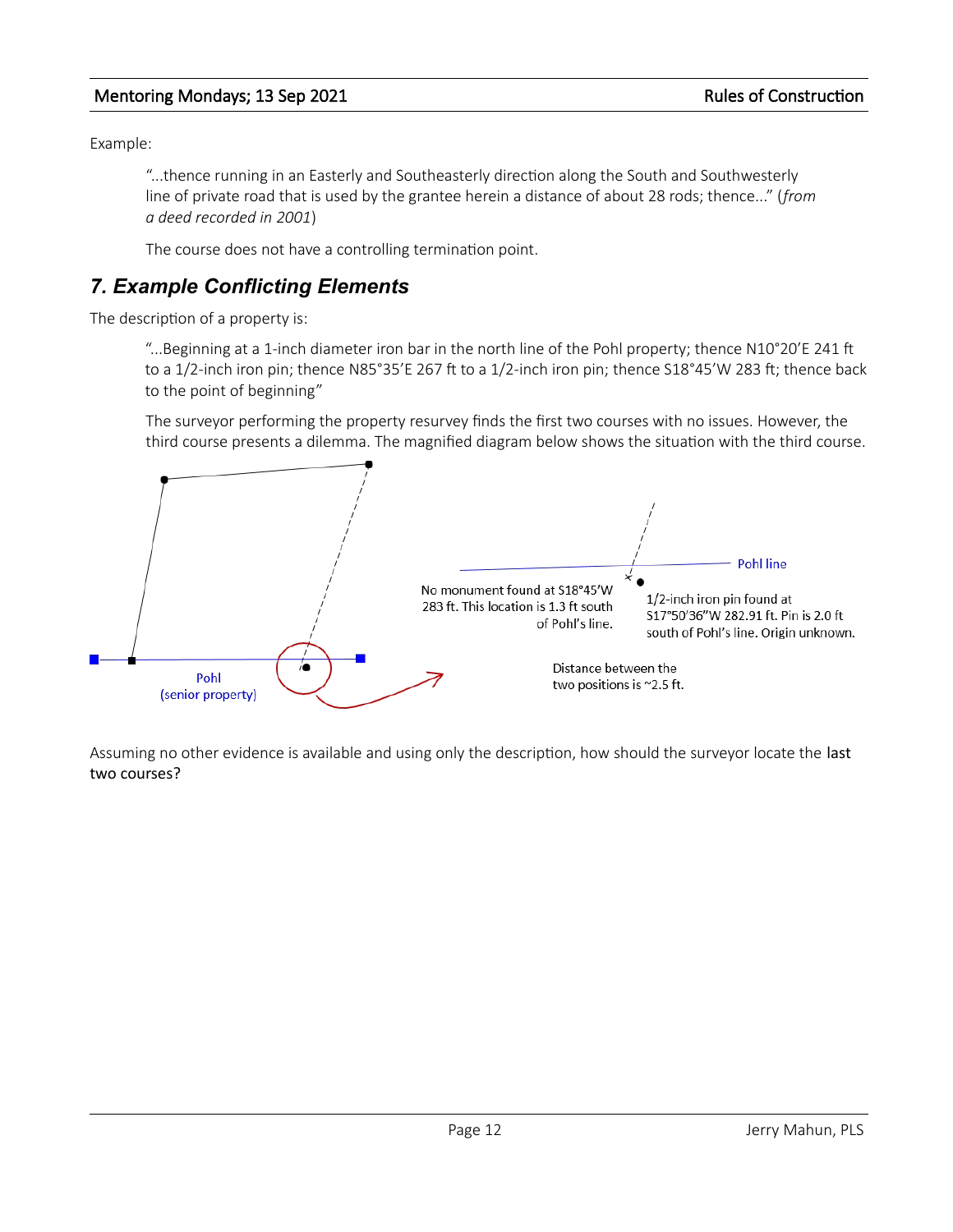Example:

> "...thence running in an Easterly and Southeasterly direction along the South and Southwesterly line of private road that is used by the grantee herein a distance of about 28 rods; thence..." (*from a deed recorded in 2001*)
>
> The course does not have a controlling termination point.

## *7. Example Conflicting Elements*

The description of a property is:

> "...Beginning at a 1-inch diameter iron bar in the north line of the Pohl property; thence N10°20'E 241 ft to a 1/2-inch iron pin; thence N85°35'E 267 ft to a 1/2-inch iron pin; thence S18°45'W 283 ft; thence back to the point of beginning"
>
> The surveyor performing the property resurvey finds the first two courses with no issues. However, the third course presents a dilemma. The magnified diagram below shows the situation with the third course.

Pohl (senior property)

Pohl line

No monument found at S18°45'W 283 ft. This location is 1.3 ft south of Pohl's line.

1/2-inch iron pin found at S17°50'36"W 282.91 ft. Pin is 2.0 ft south of Pohl's line. Origin unknown.

Distance between the two positions is ~2.5 ft.

Assuming no other evidence is available and using only the description, how should the surveyor locate the last two courses?